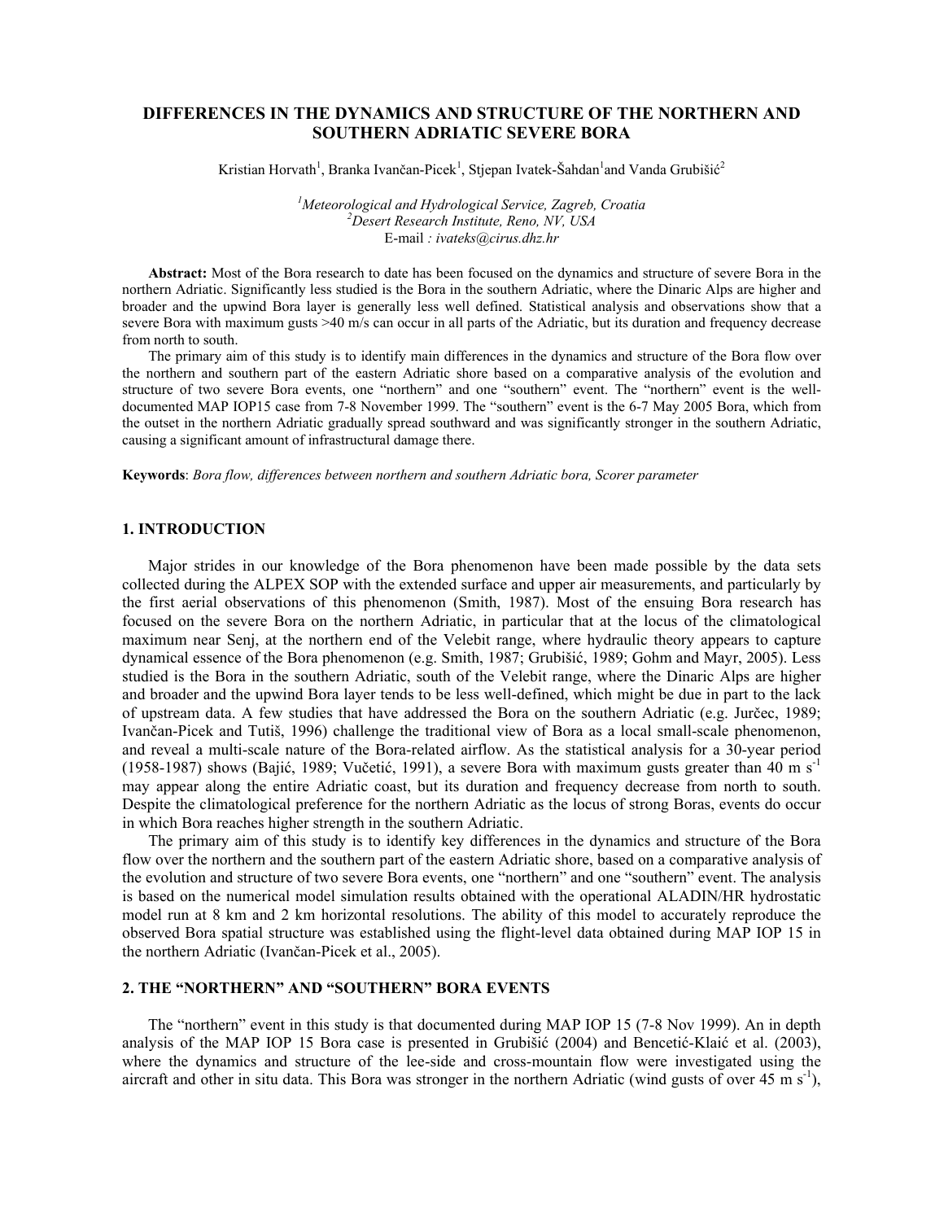# DIFFERENCES IN THE DYNAMICS AND STRUCTURE OF THE NORTHERN AND SOUTHERN ADRIATIC SEVERE BORA

Kristian Horvath[1], Branka Ivančan-Picek[1], Stjepan Ivatek-Šahdan[1]and Vanda Grubišić[2]

[1]*Meteorological and Hydrological Service, Zagreb, Croatia*
[2]*Desert Research Institute, Reno, NV, USA*
E-mail *: ivateks@cirus.dhz.hr*

**Abstract:** Most of the Bora research to date has been focused on the dynamics and structure of severe Bora in the northern Adriatic. Significantly less studied is the Bora in the southern Adriatic, where the Dinaric Alps are higher and broader and the upwind Bora layer is generally less well defined. Statistical analysis and observations show that a severe Bora with maximum gusts >40 m/s can occur in all parts of the Adriatic, but its duration and frequency decrease from north to south.

The primary aim of this study is to identify main differences in the dynamics and structure of the Bora flow over the northern and southern part of the eastern Adriatic shore based on a comparative analysis of the evolution and structure of two severe Bora events, one "northern" and one "southern" event. The "northern" event is the well-documented MAP IOP15 case from 7-8 November 1999. The "southern" event is the 6-7 May 2005 Bora, which from the outset in the northern Adriatic gradually spread southward and was significantly stronger in the southern Adriatic, causing a significant amount of infrastructural damage there.

**Keywords**: *Bora flow, differences between northern and southern Adriatic bora, Scorer parameter*

## 1. INTRODUCTION

Major strides in our knowledge of the Bora phenomenon have been made possible by the data sets collected during the ALPEX SOP with the extended surface and upper air measurements, and particularly by the first aerial observations of this phenomenon (Smith, 1987). Most of the ensuing Bora research has focused on the severe Bora on the northern Adriatic, in particular that at the locus of the climatological maximum near Senj, at the northern end of the Velebit range, where hydraulic theory appears to capture dynamical essence of the Bora phenomenon (e.g. Smith, 1987; Grubišić, 1989; Gohm and Mayr, 2005). Less studied is the Bora in the southern Adriatic, south of the Velebit range, where the Dinaric Alps are higher and broader and the upwind Bora layer tends to be less well-defined, which might be due in part to the lack of upstream data. A few studies that have addressed the Bora on the southern Adriatic (e.g. Jurčec, 1989; Ivančan-Picek and Tutiš, 1996) challenge the traditional view of Bora as a local small-scale phenomenon, and reveal a multi-scale nature of the Bora-related airflow. As the statistical analysis for a 30-year period (1958-1987) shows (Bajić, 1989; Vučetić, 1991), a severe Bora with maximum gusts greater than 40 m $s^{-1}$ may appear along the entire Adriatic coast, but its duration and frequency decrease from north to south. Despite the climatological preference for the northern Adriatic as the locus of strong Boras, events do occur in which Bora reaches higher strength in the southern Adriatic.

The primary aim of this study is to identify key differences in the dynamics and structure of the Bora flow over the northern and the southern part of the eastern Adriatic shore, based on a comparative analysis of the evolution and structure of two severe Bora events, one "northern" and one "southern" event. The analysis is based on the numerical model simulation results obtained with the operational ALADIN/HR hydrostatic model run at 8 km and 2 km horizontal resolutions. The ability of this model to accurately reproduce the observed Bora spatial structure was established using the flight-level data obtained during MAP IOP 15 in the northern Adriatic (Ivančan-Picek et al., 2005).

## 2. THE "NORTHERN" AND "SOUTHERN" BORA EVENTS

The "northern" event in this study is that documented during MAP IOP 15 (7-8 Nov 1999). An in depth analysis of the MAP IOP 15 Bora case is presented in Grubišić (2004) and Bencetić-Klaić et al. (2003), where the dynamics and structure of the lee-side and cross-mountain flow were investigated using the aircraft and other in situ data. This Bora was stronger in the northern Adriatic (wind gusts of over 45 m $s^{-1}$),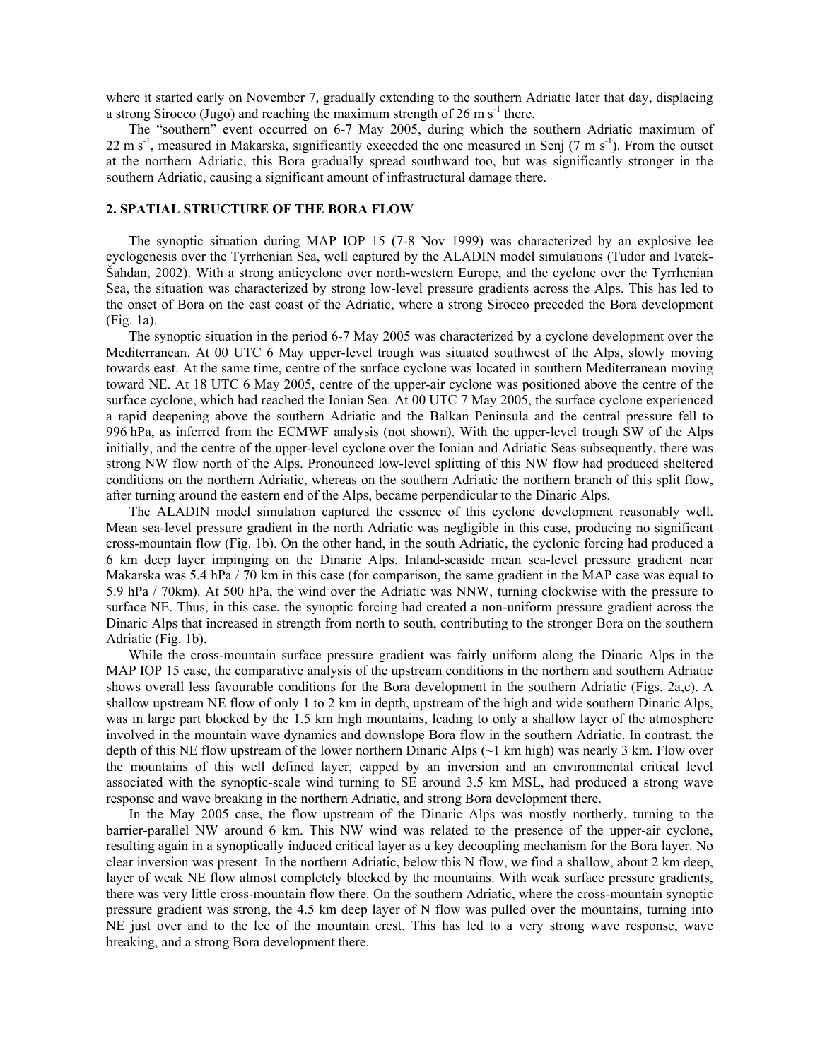where it started early on November 7, gradually extending to the southern Adriatic later that day, displacing a strong Sirocco (Jugo) and reaching the maximum strength of 26 m s$^{-1}$ there.

The "southern" event occurred on 6-7 May 2005, during which the southern Adriatic maximum of 22 m s$^{-1}$, measured in Makarska, significantly exceeded the one measured in Senj (7 m s$^{-1}$). From the outset at the northern Adriatic, this Bora gradually spread southward too, but was significantly stronger in the southern Adriatic, causing a significant amount of infrastructural damage there.

## 2. SPATIAL STRUCTURE OF THE BORA FLOW

The synoptic situation during MAP IOP 15 (7-8 Nov 1999) was characterized by an explosive lee cyclogenesis over the Tyrrhenian Sea, well captured by the ALADIN model simulations (Tudor and Ivatek-Šahdan, 2002). With a strong anticyclone over north-western Europe, and the cyclone over the Tyrrhenian Sea, the situation was characterized by strong low-level pressure gradients across the Alps. This has led to the onset of Bora on the east coast of the Adriatic, where a strong Sirocco preceded the Bora development (Fig. 1a).

The synoptic situation in the period 6-7 May 2005 was characterized by a cyclone development over the Mediterranean. At 00 UTC 6 May upper-level trough was situated southwest of the Alps, slowly moving towards east. At the same time, centre of the surface cyclone was located in southern Mediterranean moving toward NE. At 18 UTC 6 May 2005, centre of the upper-air cyclone was positioned above the centre of the surface cyclone, which had reached the Ionian Sea. At 00 UTC 7 May 2005, the surface cyclone experienced a rapid deepening above the southern Adriatic and the Balkan Peninsula and the central pressure fell to 996 hPa, as inferred from the ECMWF analysis (not shown). With the upper-level trough SW of the Alps initially, and the centre of the upper-level cyclone over the Ionian and Adriatic Seas subsequently, there was strong NW flow north of the Alps. Pronounced low-level splitting of this NW flow had produced sheltered conditions on the northern Adriatic, whereas on the southern Adriatic the northern branch of this split flow, after turning around the eastern end of the Alps, became perpendicular to the Dinaric Alps.

The ALADIN model simulation captured the essence of this cyclone development reasonably well. Mean sea-level pressure gradient in the north Adriatic was negligible in this case, producing no significant cross-mountain flow (Fig. 1b). On the other hand, in the south Adriatic, the cyclonic forcing had produced a 6 km deep layer impinging on the Dinaric Alps. Inland-seaside mean sea-level pressure gradient near Makarska was 5.4 hPa / 70 km in this case (for comparison, the same gradient in the MAP case was equal to 5.9 hPa / 70km). At 500 hPa, the wind over the Adriatic was NNW, turning clockwise with the pressure to surface NE. Thus, in this case, the synoptic forcing had created a non-uniform pressure gradient across the Dinaric Alps that increased in strength from north to south, contributing to the stronger Bora on the southern Adriatic (Fig. 1b).

While the cross-mountain surface pressure gradient was fairly uniform along the Dinaric Alps in the MAP IOP 15 case, the comparative analysis of the upstream conditions in the northern and southern Adriatic shows overall less favourable conditions for the Bora development in the southern Adriatic (Figs. 2a,c). A shallow upstream NE flow of only 1 to 2 km in depth, upstream of the high and wide southern Dinaric Alps, was in large part blocked by the 1.5 km high mountains, leading to only a shallow layer of the atmosphere involved in the mountain wave dynamics and downslope Bora flow in the southern Adriatic. In contrast, the depth of this NE flow upstream of the lower northern Dinaric Alps (~1 km high) was nearly 3 km. Flow over the mountains of this well defined layer, capped by an inversion and an environmental critical level associated with the synoptic-scale wind turning to SE around 3.5 km MSL, had produced a strong wave response and wave breaking in the northern Adriatic, and strong Bora development there.

In the May 2005 case, the flow upstream of the Dinaric Alps was mostly northerly, turning to the barrier-parallel NW around 6 km. This NW wind was related to the presence of the upper-air cyclone, resulting again in a synoptically induced critical layer as a key decoupling mechanism for the Bora layer. No clear inversion was present. In the northern Adriatic, below this N flow, we find a shallow, about 2 km deep, layer of weak NE flow almost completely blocked by the mountains. With weak surface pressure gradients, there was very little cross-mountain flow there. On the southern Adriatic, where the cross-mountain synoptic pressure gradient was strong, the 4.5 km deep layer of N flow was pulled over the mountains, turning into NE just over and to the lee of the mountain crest. This has led to a very strong wave response, wave breaking, and a strong Bora development there.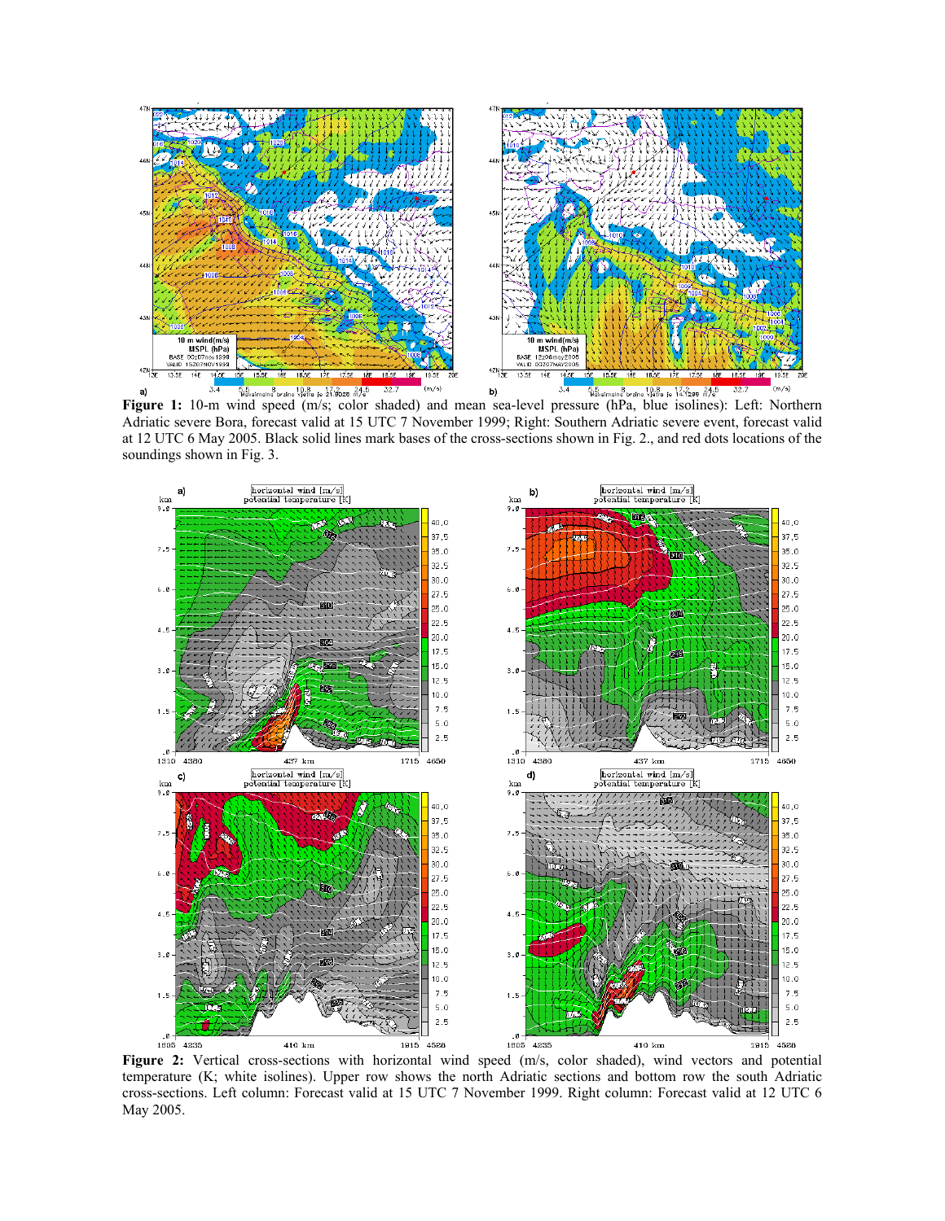**Figure 1:** 10-m wind speed (m/s; color shaded) and mean sea-level pressure (hPa, blue isolines): Left: Northern Adriatic severe Bora, forecast valid at 15 UTC 7 November 1999; Right: Southern Adriatic severe event, forecast valid at 12 UTC 6 May 2005. Black solid lines mark bases of the cross-sections shown in Fig. 2., and red dots locations of the soundings shown in Fig. 3.

**Figure 2:** Vertical cross-sections with horizontal wind speed (m/s, color shaded), wind vectors and potential temperature (K; white isolines). Upper row shows the north Adriatic sections and bottom row the south Adriatic cross-sections. Left column: Forecast valid at 15 UTC 7 November 1999. Right column: Forecast valid at 12 UTC 6 May 2005.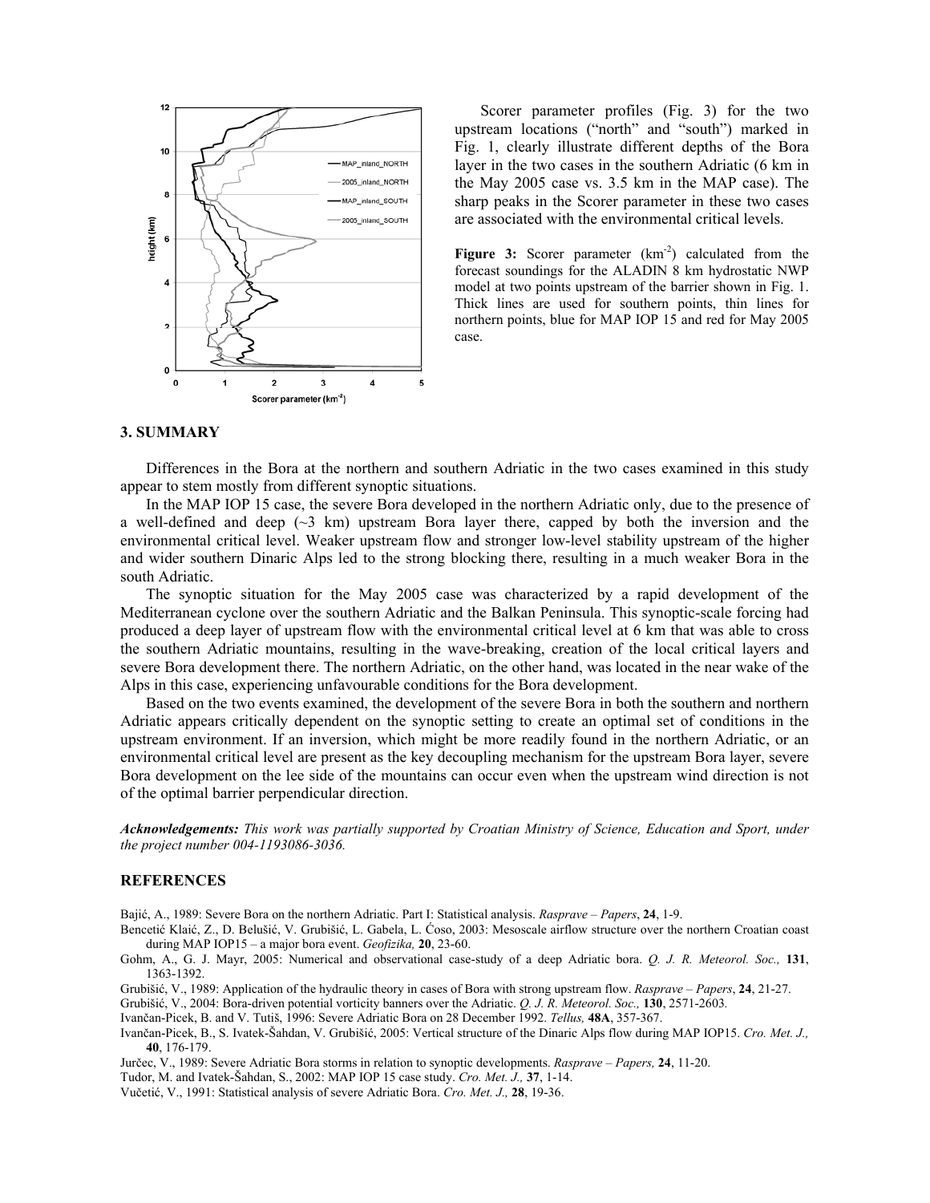12

10

8

6

4

2

0

height (km)

0 1 2 3 4 5

Scorer parameter (km$^{-2}$)

MAP_inland_NORTH

2005_inland_NORTH

MAP_inland_SOUTH

2005_inland_SOUTH

Scorer parameter profiles (Fig. 3) for the two upstream locations ("north" and "south") marked in Fig. 1, clearly illustrate different depths of the Bora layer in the two cases in the southern Adriatic (6 km in the May 2005 case vs. 3.5 km in the MAP case). The sharp peaks in the Scorer parameter in these two cases are associated with the environmental critical levels.

**Figure 3:** Scorer parameter (km$^{-2}$) calculated from the forecast soundings for the ALADIN 8 km hydrostatic NWP model at two points upstream of the barrier shown in Fig. 1. Thick lines are used for southern points, thin lines for northern points, blue for MAP IOP 15 and red for May 2005 case.

## 3. SUMMARY

Differences in the Bora at the northern and southern Adriatic in the two cases examined in this study appear to stem mostly from different synoptic situations.

In the MAP IOP 15 case, the severe Bora developed in the northern Adriatic only, due to the presence of a well-defined and deep (~3 km) upstream Bora layer there, capped by both the inversion and the environmental critical level. Weaker upstream flow and stronger low-level stability upstream of the higher and wider southern Dinaric Alps led to the strong blocking there, resulting in a much weaker Bora in the south Adriatic.

The synoptic situation for the May 2005 case was characterized by a rapid development of the Mediterranean cyclone over the southern Adriatic and the Balkan Peninsula. This synoptic-scale forcing had produced a deep layer of upstream flow with the environmental critical level at 6 km that was able to cross the southern Adriatic mountains, resulting in the wave-breaking, creation of the local critical layers and severe Bora development there. The northern Adriatic, on the other hand, was located in the near wake of the Alps in this case, experiencing unfavourable conditions for the Bora development.

Based on the two events examined, the development of the severe Bora in both the southern and northern Adriatic appears critically dependent on the synoptic setting to create an optimal set of conditions in the upstream environment. If an inversion, which might be more readily found in the northern Adriatic, or an environmental critical level are present as the key decoupling mechanism for the upstream Bora layer, severe Bora development on the lee side of the mountains can occur even when the upstream wind direction is not of the optimal barrier perpendicular direction.

***Acknowledgements:*** *This work was partially supported by Croatian Ministry of Science, Education and Sport, under the project number 004-1193086-3036.*

## REFERENCES

Bajić, A., 1989: Severe Bora on the northern Adriatic. Part I: Statistical analysis. *Rasprave – Papers*, **24**, 1-9.

Bencetić Klaić, Z., D. Belušić, V. Grubišić, L. Gabela, L. Ćoso, 2003: Mesoscale airflow structure over the northern Croatian coast during MAP IOP15 – a major bora event. *Geofizika,* **20**, 23-60.

Gohm, A., G. J. Mayr, 2005: Numerical and observational case-study of a deep Adriatic bora. *Q. J. R. Meteorol. Soc.,* **131**, 1363-1392.

Grubišić, V., 1989: Application of the hydraulic theory in cases of Bora with strong upstream flow. *Rasprave – Papers*, **24**, 21-27.

Grubišić, V., 2004: Bora-driven potential vorticity banners over the Adriatic. *Q. J. R. Meteorol. Soc.,* **130**, 2571-2603.

Ivančan-Picek, B. and V. Tutiš, 1996: Severe Adriatic Bora on 28 December 1992. *Tellus,* **48A**, 357-367.

Ivančan-Picek, B., S. Ivatek-Šahdan, V. Grubišić, 2005: Vertical structure of the Dinaric Alps flow during MAP IOP15. *Cro. Met. J.,* **40**, 176-179.

Jurčec, V., 1989: Severe Adriatic Bora storms in relation to synoptic developments. *Rasprave – Papers,* **24**, 11-20.

Tudor, M. and Ivatek-Šahdan, S., 2002: MAP IOP 15 case study. *Cro. Met. J.,* **37**, 1-14.

Vučetić, V., 1991: Statistical analysis of severe Adriatic Bora. *Cro. Met. J.,* **28**, 19-36.